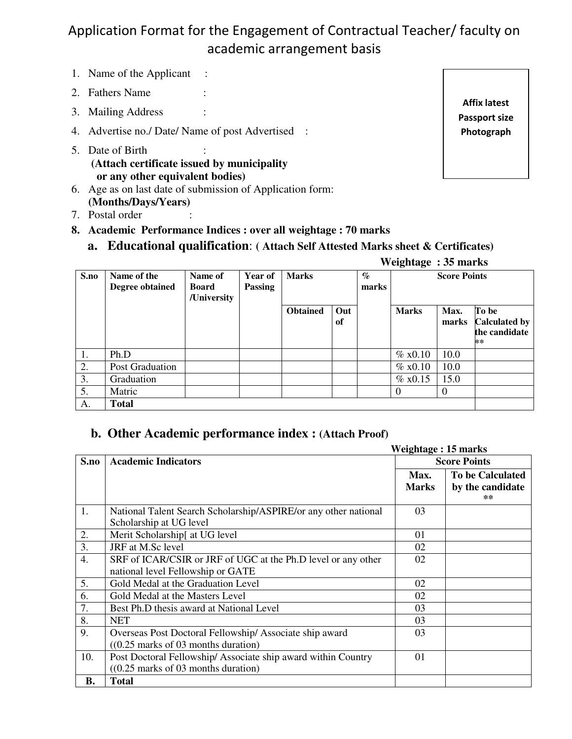# Application Format for the Engagement of Contractual Teacher/ faculty on academic arrangement basis

1. Name of the Applicant :
2. Fathers Name :
3. Mailing Address :
4. Advertise no./ Date/ Name of post Advertised :
5. Date of Birth :
   **(Attach certificate issued by municipality or any other equivalent bodies)**
6. Age as on last date of submission of Application form: **(Months/Days/Years)**
7. Postal order :

**Affix latest Passport size Photograph**

**8. Academic Performance Indices : over all weightage : 70 marks**

### a. Educational qualification: ( Attach Self Attested Marks sheet & Certificates)

**Weightage : 35 marks**

| S.no | Name of the Degree obtained | Name of Board /University | Year of Passing | Marks | | % marks | Score Points | | |
|---|---|---|---|---|---|---|---|---|---|
| | | | | Obtained | Out of | | Marks | Max. marks | To be Calculated by the candidate ** |
| 1. | Ph.D | | | | | | % x0.10 | 10.0 | |
| 2. | Post Graduation | | | | | | % x0.10 | 10.0 | |
| 3. | Graduation | | | | | | % x0.15 | 15.0 | |
| 5. | Matric | | | | | | 0 | 0 | |
| A. | **Total** | | | | | | | | |

### b. Other Academic performance index : (Attach Proof)

**Weightage : 15 marks**

| S.no | Academic Indicators | Score Points | |
|---|---|---|---|
| | | Max. Marks | To be Calculated by the candidate ** |
| 1. | National Talent Search Scholarship/ASPIRE/or any other national Scholarship at UG level | 03 | |
| 2. | Merit Scholarship[ at UG level | 01 | |
| 3. | JRF at M.Sc level | 02 | |
| 4. | SRF of ICAR/CSIR or JRF of UGC at the Ph.D level or any other national level Fellowship or GATE | 02 | |
| 5. | Gold Medal at the Graduation Level | 02 | |
| 6. | Gold Medal at the Masters Level | 02 | |
| 7. | Best Ph.D thesis award at National Level | 03 | |
| 8. | NET | 03 | |
| 9. | Overseas Post Doctoral Fellowship/ Associate ship award ((0.25 marks of 03 months duration) | 03 | |
| 10. | Post Doctoral Fellowship/ Associate ship award within Country ((0.25 marks of 03 months duration) | 01 | |
| **B.** | **Total** | | |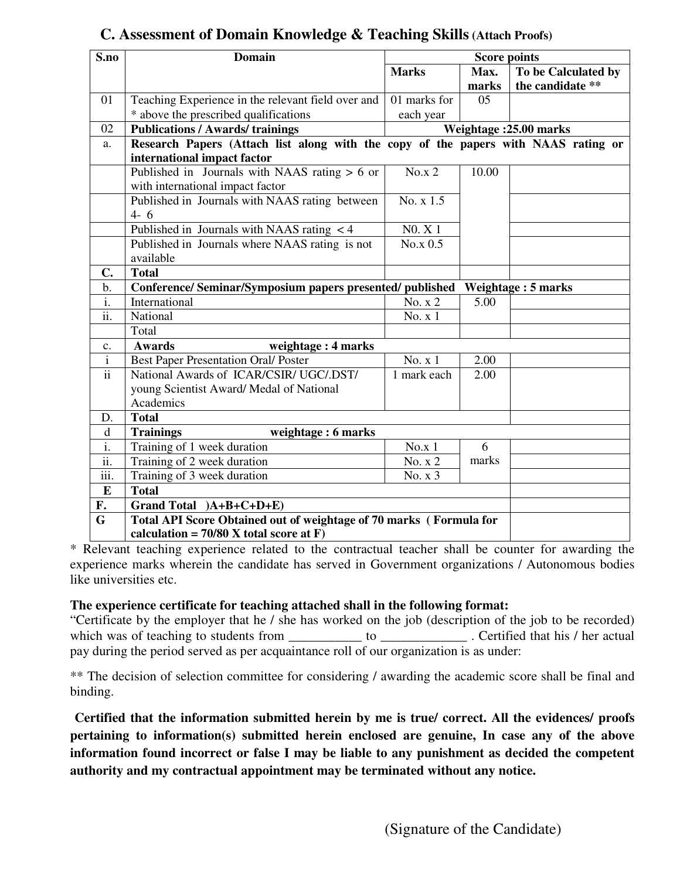## C. Assessment of Domain Knowledge & Teaching Skills (Attach Proofs)

| S.no | Domain | Score points | | |
|---|---|---|---|---|
| | | Marks | Max. marks | To be Calculated by the candidate ** |
| 01 | Teaching Experience in the relevant field over and * above the prescribed qualifications | 01 marks for each year | 05 | |
| 02 | **Publications / Awards/ trainings** | **Weightage :25.00 marks** | | |
| a. | **Research Papers (Attach list along with the copy of the papers with NAAS rating or international impact factor** | | | |
| | Published in Journals with NAAS rating > 6 or with international impact factor | No.x 2 | 10.00 | |
| | Published in Journals with NAAS rating between 4- 6 | No. x 1.5 | | |
| | Published in Journals with NAAS rating < 4 | N0. X 1 | | |
| | Published in Journals where NAAS rating is not available | No.x 0.5 | | |
| **C.** | **Total** | | | |
| b. | **Conference/ Seminar/Symposium papers presented/ published Weightage : 5 marks** | | | |
| i. | International | No. x 2 | 5.00 | |
| ii. | National | No. x 1 | | |
| | Total | | | |
| c. | **Awards weightage : 4 marks** | | | |
| i | Best Paper Presentation Oral/ Poster | No. x 1 | 2.00 | |
| ii | National Awards of ICAR/CSIR/ UGC/.DST/ young Scientist Award/ Medal of National Academics | 1 mark each | 2.00 | |
| D. | **Total** | | | |
| d | **Trainings weightage : 6 marks** | | | |
| i. | Training of 1 week duration | No.x 1 | 6 marks | |
| ii. | Training of 2 week duration | No. x 2 | | |
| iii. | Training of 3 week duration | No. x 3 | | |
| **E** | **Total** | | | |
| **F.** | **Grand Total )A+B+C+D+E)** | | | |
| **G** | **Total API Score Obtained out of weightage of 70 marks ( Formula for calculation = 70/80 X total score at F)** | | | |

* Relevant teaching experience related to the contractual teacher shall be counter for awarding the experience marks wherein the candidate has served in Government organizations / Autonomous bodies like universities etc.

**The experience certificate for teaching attached shall in the following format:**
"Certificate by the employer that he / she has worked on the job (description of the job to be recorded) which was of teaching to students from ___________ to _____________ . Certified that his / her actual pay during the period served as per acquaintance roll of our organization is as under:

** The decision of selection committee for considering / awarding the academic score shall be final and binding.

**Certified that the information submitted herein by me is true/ correct. All the evidences/ proofs pertaining to information(s) submitted herein enclosed are genuine, In case any of the above information found incorrect or false I may be liable to any punishment as decided the competent authority and my contractual appointment may be terminated without any notice.**

(Signature of the Candidate)